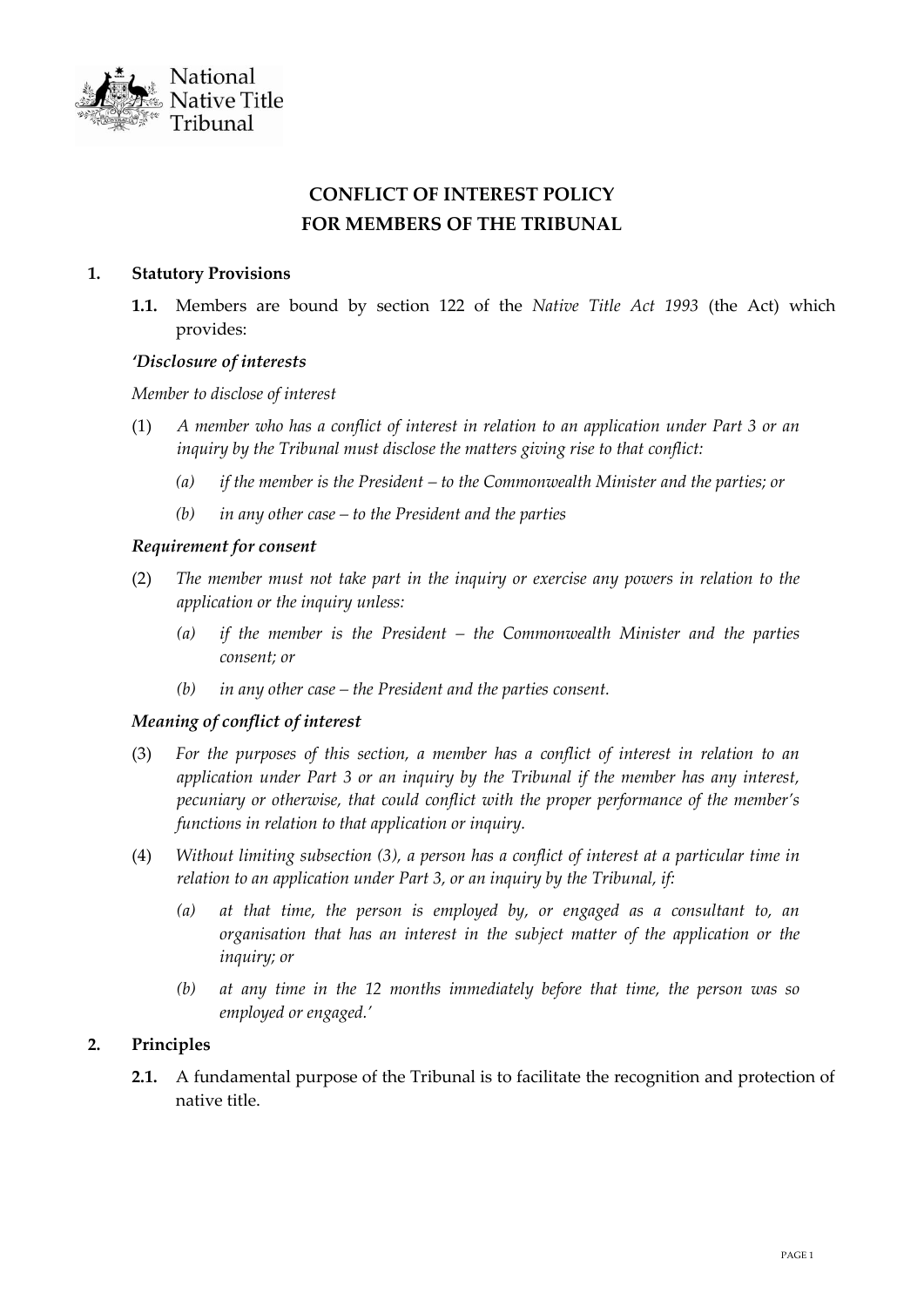National Native Title Tribunal

# CONFLICT OF INTEREST POLICY FOR MEMBERS OF THE TRIBUNAL

## 1. Statutory Provisions

**1.1.** Members are bound by section 122 of the *Native Title Act 1993* (the Act) which provides:

***'Disclosure of interests***

*Member to disclose of interest*

(1) *A member who has a conflict of interest in relation to an application under Part 3 or an inquiry by the Tribunal must disclose the matters giving rise to that conflict:*

   *(a) if the member is the President – to the Commonwealth Minister and the parties; or*

   *(b) in any other case – to the President and the parties*

***Requirement for consent***

(2) *The member must not take part in the inquiry or exercise any powers in relation to the application or the inquiry unless:*

   *(a) if the member is the President – the Commonwealth Minister and the parties consent; or*

   *(b) in any other case – the President and the parties consent.*

***Meaning of conflict of interest***

(3) *For the purposes of this section, a member has a conflict of interest in relation to an application under Part 3 or an inquiry by the Tribunal if the member has any interest, pecuniary or otherwise, that could conflict with the proper performance of the member's functions in relation to that application or inquiry.*

(4) *Without limiting subsection (3), a person has a conflict of interest at a particular time in relation to an application under Part 3, or an inquiry by the Tribunal, if:*

   *(a) at that time, the person is employed by, or engaged as a consultant to, an organisation that has an interest in the subject matter of the application or the inquiry; or*

   *(b) at any time in the 12 months immediately before that time, the person was so employed or engaged.'*

## 2. Principles

**2.1.** A fundamental purpose of the Tribunal is to facilitate the recognition and protection of native title.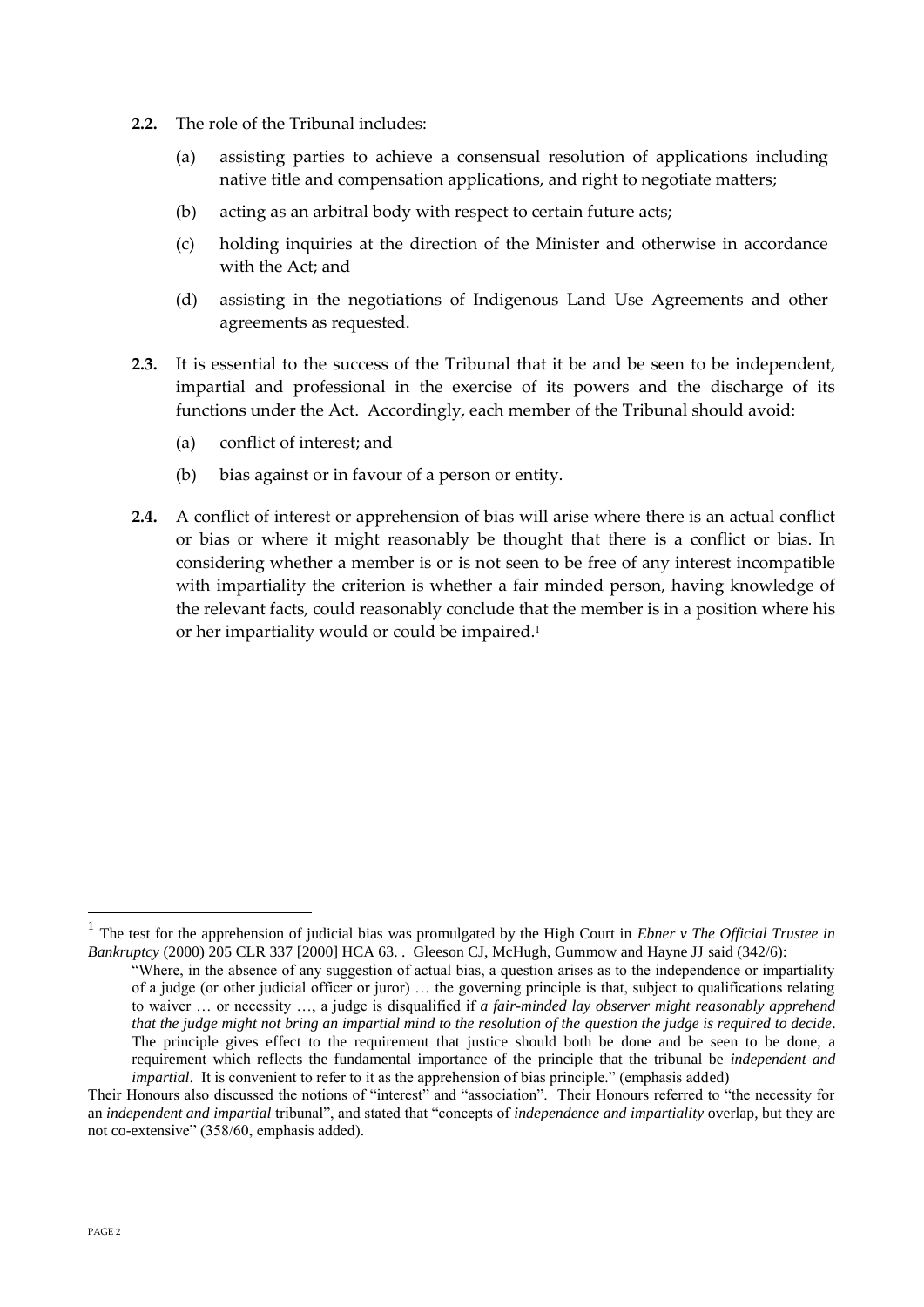**2.2.** The role of the Tribunal includes:

(a) assisting parties to achieve a consensual resolution of applications including native title and compensation applications, and right to negotiate matters;

(b) acting as an arbitral body with respect to certain future acts;

(c) holding inquiries at the direction of the Minister and otherwise in accordance with the Act; and

(d) assisting in the negotiations of Indigenous Land Use Agreements and other agreements as requested.

**2.3.** It is essential to the success of the Tribunal that it be and be seen to be independent, impartial and professional in the exercise of its powers and the discharge of its functions under the Act. Accordingly, each member of the Tribunal should avoid:

(a) conflict of interest; and

(b) bias against or in favour of a person or entity.

**2.4.** A conflict of interest or apprehension of bias will arise where there is an actual conflict or bias or where it might reasonably be thought that there is a conflict or bias. In considering whether a member is or is not seen to be free of any interest incompatible with impartiality the criterion is whether a fair minded person, having knowledge of the relevant facts, could reasonably conclude that the member is in a position where his or her impartiality would or could be impaired.[1]

---

[1] The test for the apprehension of judicial bias was promulgated by the High Court in *Ebner v The Official Trustee in Bankruptcy* (2000) 205 CLR 337 [2000] HCA 63. . Gleeson CJ, McHugh, Gummow and Hayne JJ said (342/6):

> "Where, in the absence of any suggestion of actual bias, a question arises as to the independence or impartiality of a judge (or other judicial officer or juror) … the governing principle is that, subject to qualifications relating to waiver … or necessity …, a judge is disqualified if *a fair-minded lay observer might reasonably apprehend that the judge might not bring an impartial mind to the resolution of the question the judge is required to decide*. The principle gives effect to the requirement that justice should both be done and be seen to be done, a requirement which reflects the fundamental importance of the principle that the tribunal be *independent and impartial*. It is convenient to refer to it as the apprehension of bias principle." (emphasis added)

Their Honours also discussed the notions of "interest" and "association". Their Honours referred to "the necessity for an *independent and impartial* tribunal", and stated that "concepts of *independence and impartiality* overlap, but they are not co-extensive" (358/60, emphasis added).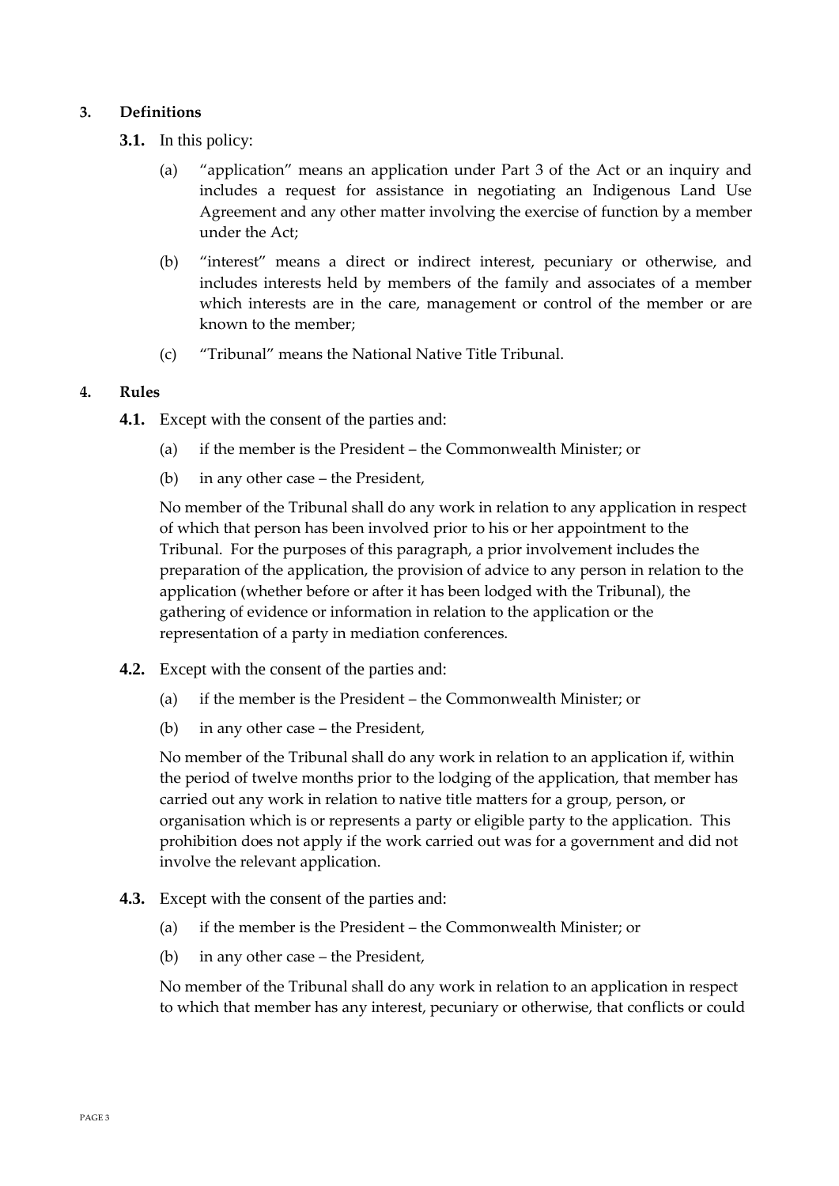## 3. Definitions

**3.1.** In this policy:

(a) "application" means an application under Part 3 of the Act or an inquiry and includes a request for assistance in negotiating an Indigenous Land Use Agreement and any other matter involving the exercise of function by a member under the Act;

(b) "interest" means a direct or indirect interest, pecuniary or otherwise, and includes interests held by members of the family and associates of a member which interests are in the care, management or control of the member or are known to the member;

(c) "Tribunal" means the National Native Title Tribunal.

## 4. Rules

**4.1.** Except with the consent of the parties and:

(a) if the member is the President – the Commonwealth Minister; or

(b) in any other case – the President,

No member of the Tribunal shall do any work in relation to any application in respect of which that person has been involved prior to his or her appointment to the Tribunal. For the purposes of this paragraph, a prior involvement includes the preparation of the application, the provision of advice to any person in relation to the application (whether before or after it has been lodged with the Tribunal), the gathering of evidence or information in relation to the application or the representation of a party in mediation conferences.

**4.2.** Except with the consent of the parties and:

(a) if the member is the President – the Commonwealth Minister; or

(b) in any other case – the President,

No member of the Tribunal shall do any work in relation to an application if, within the period of twelve months prior to the lodging of the application, that member has carried out any work in relation to native title matters for a group, person, or organisation which is or represents a party or eligible party to the application. This prohibition does not apply if the work carried out was for a government and did not involve the relevant application.

**4.3.** Except with the consent of the parties and:

(a) if the member is the President – the Commonwealth Minister; or

(b) in any other case – the President,

No member of the Tribunal shall do any work in relation to an application in respect to which that member has any interest, pecuniary or otherwise, that conflicts or could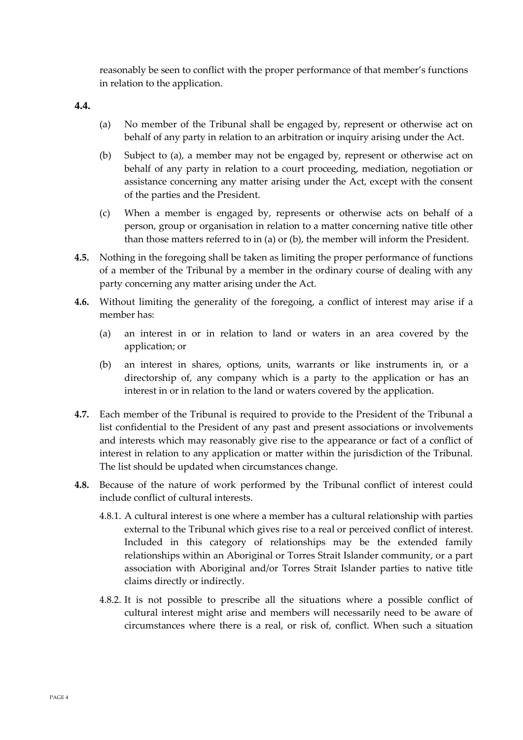reasonably be seen to conflict with the proper performance of that member's functions in relation to the application.

**4.4.**

(a) No member of the Tribunal shall be engaged by, represent or otherwise act on behalf of any party in relation to an arbitration or inquiry arising under the Act.

(b) Subject to (a), a member may not be engaged by, represent or otherwise act on behalf of any party in relation to a court proceeding, mediation, negotiation or assistance concerning any matter arising under the Act, except with the consent of the parties and the President.

(c) When a member is engaged by, represents or otherwise acts on behalf of a person, group or organisation in relation to a matter concerning native title other than those matters referred to in (a) or (b), the member will inform the President.

**4.5.** Nothing in the foregoing shall be taken as limiting the proper performance of functions of a member of the Tribunal by a member in the ordinary course of dealing with any party concerning any matter arising under the Act.

**4.6.** Without limiting the generality of the foregoing, a conflict of interest may arise if a member has:

(a) an interest in or in relation to land or waters in an area covered by the application; or

(b) an interest in shares, options, units, warrants or like instruments in, or a directorship of, any company which is a party to the application or has an interest in or in relation to the land or waters covered by the application.

**4.7.** Each member of the Tribunal is required to provide to the President of the Tribunal a list confidential to the President of any past and present associations or involvements and interests which may reasonably give rise to the appearance or fact of a conflict of interest in relation to any application or matter within the jurisdiction of the Tribunal. The list should be updated when circumstances change.

**4.8.** Because of the nature of work performed by the Tribunal conflict of interest could include conflict of cultural interests.

4.8.1. A cultural interest is one where a member has a cultural relationship with parties external to the Tribunal which gives rise to a real or perceived conflict of interest. Included in this category of relationships may be the extended family relationships within an Aboriginal or Torres Strait Islander community, or a part association with Aboriginal and/or Torres Strait Islander parties to native title claims directly or indirectly.

4.8.2. It is not possible to prescribe all the situations where a possible conflict of cultural interest might arise and members will necessarily need to be aware of circumstances where there is a real, or risk of, conflict. When such a situation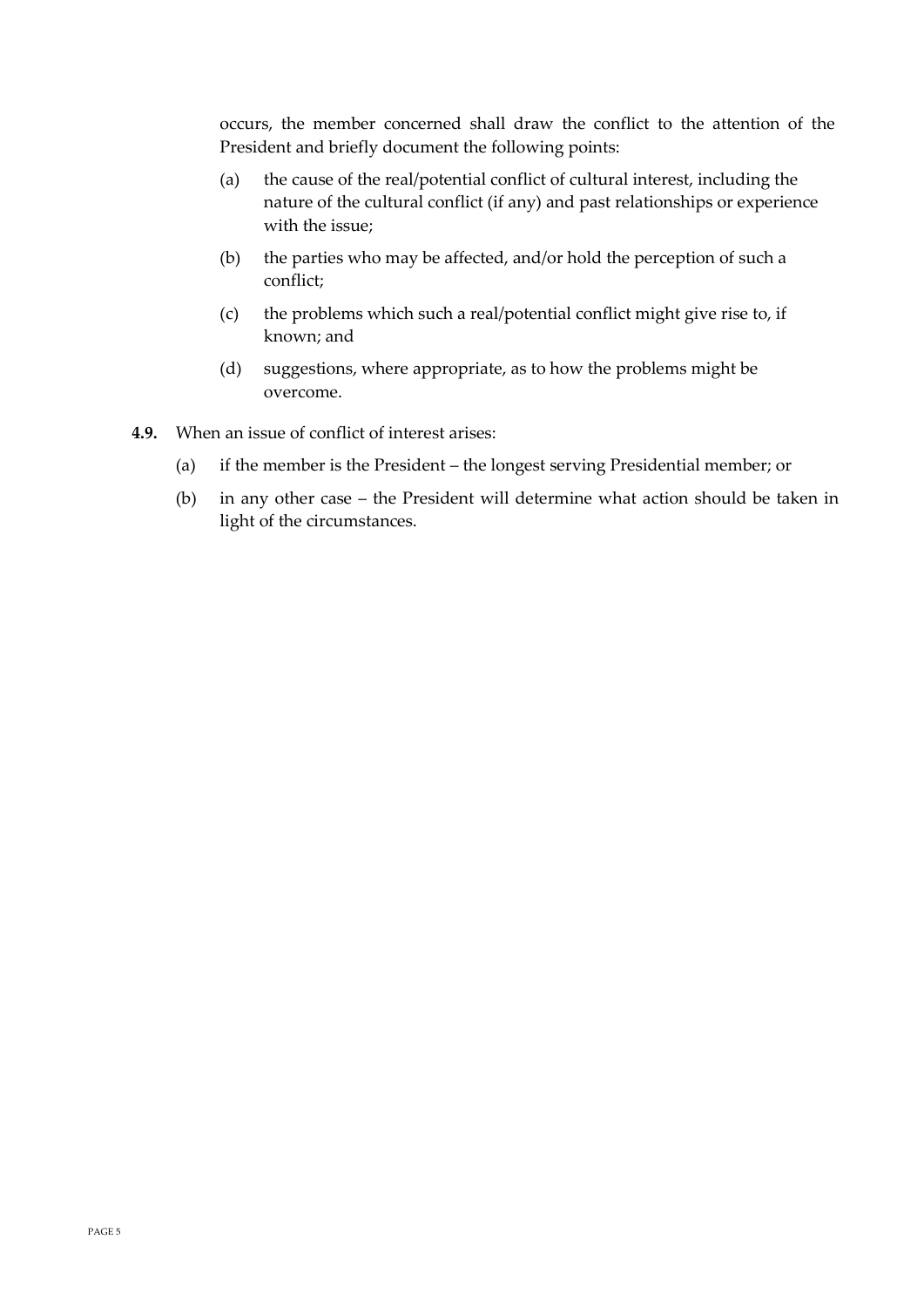occurs, the member concerned shall draw the conflict to the attention of the President and briefly document the following points:

(a) the cause of the real/potential conflict of cultural interest, including the nature of the cultural conflict (if any) and past relationships or experience with the issue;

(b) the parties who may be affected, and/or hold the perception of such a conflict;

(c) the problems which such a real/potential conflict might give rise to, if known; and

(d) suggestions, where appropriate, as to how the problems might be overcome.

**4.9.** When an issue of conflict of interest arises:

(a) if the member is the President – the longest serving Presidential member; or

(b) in any other case – the President will determine what action should be taken in light of the circumstances.